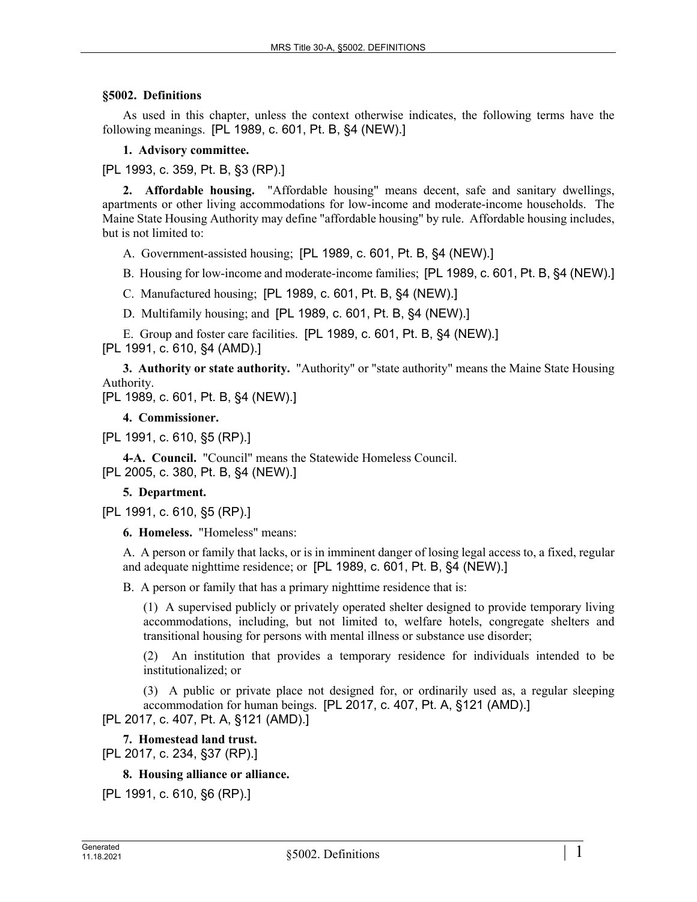**§5002. Definitions**

As used in this chapter, unless the context otherwise indicates, the following terms have the following meanings. [PL 1989, c. 601, Pt. B, §4 (NEW).]

**1. Advisory committee.**

[PL 1993, c. 359, Pt. B, §3 (RP).]

**2. Affordable housing.** "Affordable housing" means decent, safe and sanitary dwellings, apartments or other living accommodations for low-income and moderate-income households. The Maine State Housing Authority may define "affordable housing" by rule. Affordable housing includes, but is not limited to:

A. Government-assisted housing; [PL 1989, c. 601, Pt. B, §4 (NEW).]

B. Housing for low-income and moderate-income families; [PL 1989, c. 601, Pt. B, §4 (NEW).]

C. Manufactured housing; [PL 1989, c. 601, Pt. B, §4 (NEW).]

D. Multifamily housing; and [PL 1989, c. 601, Pt. B, §4 (NEW).]

E. Group and foster care facilities. [PL 1989, c. 601, Pt. B, §4 (NEW).]

[PL 1991, c. 610, §4 (AMD).]

**3. Authority or state authority.** "Authority" or "state authority" means the Maine State Housing Authority.

[PL 1989, c. 601, Pt. B, §4 (NEW).]

**4. Commissioner.**

[PL 1991, c. 610, §5 (RP).]

**4-A. Council.** "Council" means the Statewide Homeless Council.

[PL 2005, c. 380, Pt. B, §4 (NEW).]

**5. Department.**

[PL 1991, c. 610, §5 (RP).]

**6. Homeless.** "Homeless" means:

A. A person or family that lacks, or is in imminent danger of losing legal access to, a fixed, regular and adequate nighttime residence; or [PL 1989, c. 601, Pt. B, §4 (NEW).]

B. A person or family that has a primary nighttime residence that is:

(1) A supervised publicly or privately operated shelter designed to provide temporary living accommodations, including, but not limited to, welfare hotels, congregate shelters and transitional housing for persons with mental illness or substance use disorder;

(2) An institution that provides a temporary residence for individuals intended to be institutionalized; or

(3) A public or private place not designed for, or ordinarily used as, a regular sleeping accommodation for human beings. [PL 2017, c. 407, Pt. A, §121 (AMD).]

[PL 2017, c. 407, Pt. A, §121 (AMD).]

**7. Homestead land trust.**

[PL 2017, c. 234, §37 (RP).]

**8. Housing alliance or alliance.**

[PL 1991, c. 610, §6 (RP).]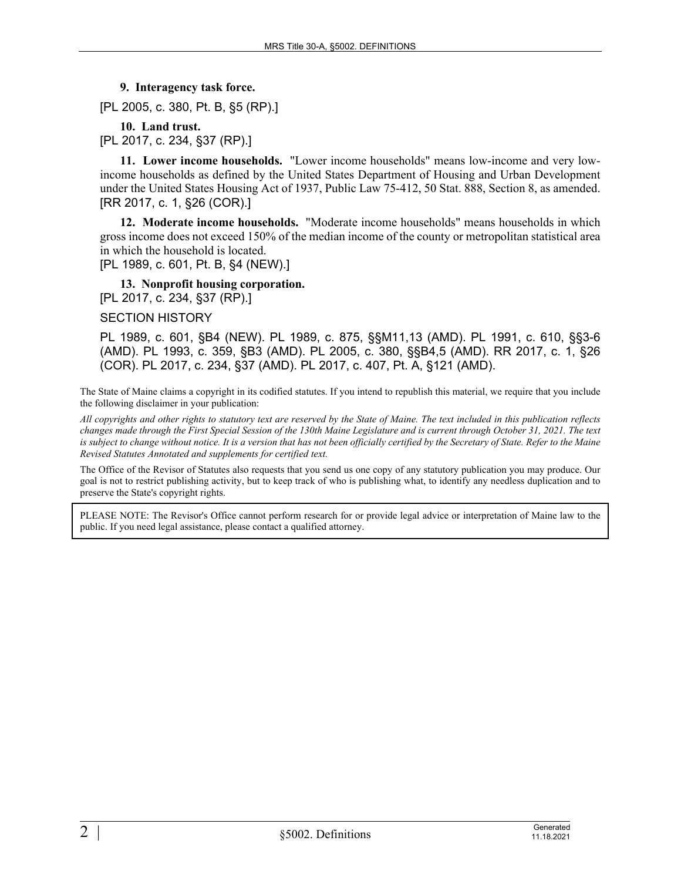**9. Interagency task force.**

[PL 2005, c. 380, Pt. B, §5 (RP).]

**10. Land trust.**

[PL 2017, c. 234, §37 (RP).]

**11. Lower income households.** "Lower income households" means low-income and very low-income households as defined by the United States Department of Housing and Urban Development under the United States Housing Act of 1937, Public Law 75-412, 50 Stat. 888, Section 8, as amended.

[RR 2017, c. 1, §26 (COR).]

**12. Moderate income households.** "Moderate income households" means households in which gross income does not exceed 150% of the median income of the county or metropolitan statistical area in which the household is located.

[PL 1989, c. 601, Pt. B, §4 (NEW).]

**13. Nonprofit housing corporation.**

[PL 2017, c. 234, §37 (RP).]

SECTION HISTORY

PL 1989, c. 601, §B4 (NEW). PL 1989, c. 875, §§M11,13 (AMD). PL 1991, c. 610, §§3-6 (AMD). PL 1993, c. 359, §B3 (AMD). PL 2005, c. 380, §§B4,5 (AMD). RR 2017, c. 1, §26 (COR). PL 2017, c. 234, §37 (AMD). PL 2017, c. 407, Pt. A, §121 (AMD).

The State of Maine claims a copyright in its codified statutes. If you intend to republish this material, we require that you include the following disclaimer in your publication:

*All copyrights and other rights to statutory text are reserved by the State of Maine. The text included in this publication reflects changes made through the First Special Session of the 130th Maine Legislature and is current through October 31, 2021. The text is subject to change without notice. It is a version that has not been officially certified by the Secretary of State. Refer to the Maine Revised Statutes Annotated and supplements for certified text.*

The Office of the Revisor of Statutes also requests that you send us one copy of any statutory publication you may produce. Our goal is not to restrict publishing activity, but to keep track of who is publishing what, to identify any needless duplication and to preserve the State's copyright rights.

PLEASE NOTE: The Revisor's Office cannot perform research for or provide legal advice or interpretation of Maine law to the public. If you need legal assistance, please contact a qualified attorney.